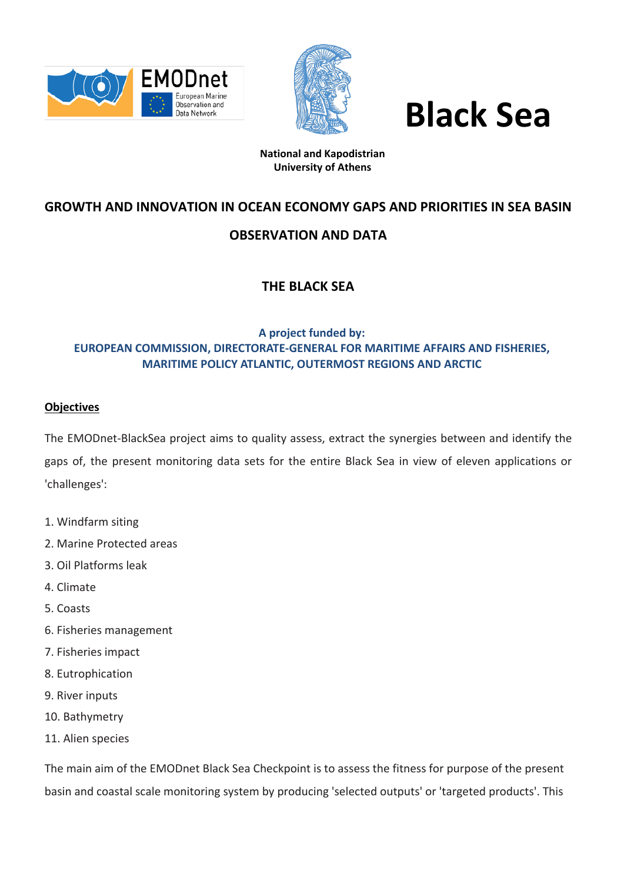Black Sea

National and Kapodistrian University of Athens

# GROWTH AND INNOVATION IN OCEAN ECONOMY GAPS AND PRIORITIES IN SEA BASIN OBSERVATION AND DATA

## THE BLACK SEA

**A project funded by:**
**EUROPEAN COMMISSION, DIRECTORATE-GENERAL FOR MARITIME AFFAIRS AND FISHERIES, MARITIME POLICY ATLANTIC, OUTERMOST REGIONS AND ARCTIC**

**Objectives**

The EMODnet-BlackSea project aims to quality assess, extract the synergies between and identify the gaps of, the present monitoring data sets for the entire Black Sea in view of eleven applications or 'challenges':

1. Windfarm siting
2. Marine Protected areas
3. Oil Platforms leak
4. Climate
5. Coasts
6. Fisheries management
7. Fisheries impact
8. Eutrophication
9. River inputs
10. Bathymetry
11. Alien species

The main aim of the EMODnet Black Sea Checkpoint is to assess the fitness for purpose of the present basin and coastal scale monitoring system by producing 'selected outputs' or 'targeted products'. This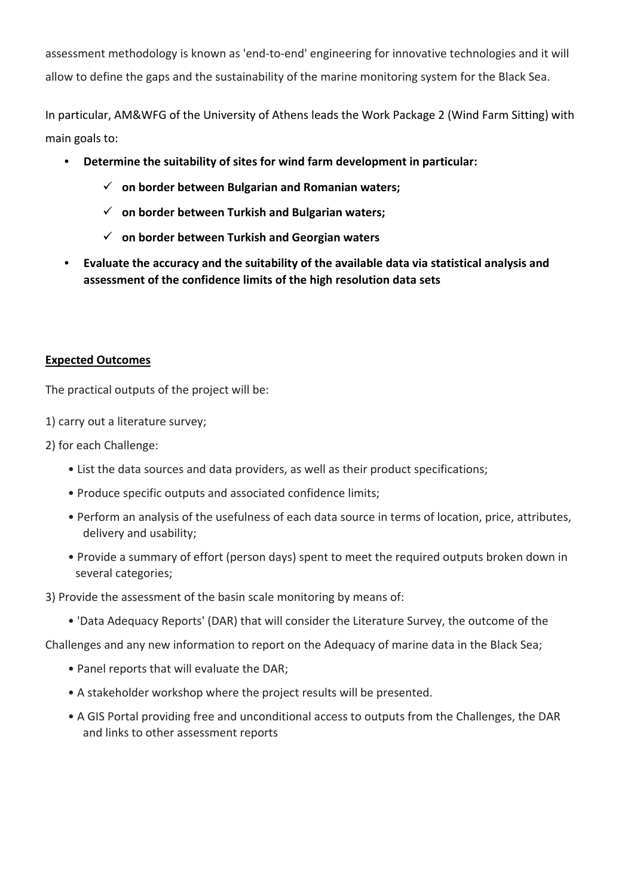assessment methodology is known as 'end-to-end' engineering for innovative technologies and it will allow to define the gaps and the sustainability of the marine monitoring system for the Black Sea.

In particular, AM&WFG of the University of Athens leads the Work Package 2 (Wind Farm Sitting) with main goals to:

- **Determine the suitability of sites for wind farm development in particular:**
  - ✓ **on border between Bulgarian and Romanian waters;**
  - ✓ **on border between Turkish and Bulgarian waters;**
  - ✓ **on border between Turkish and Georgian waters**
- **Evaluate the accuracy and the suitability of the available data via statistical analysis and assessment of the confidence limits of the high resolution data sets**

**Expected Outcomes**

The practical outputs of the project will be:

1) carry out a literature survey;

2) for each Challenge:

- List the data sources and data providers, as well as their product specifications;
- Produce specific outputs and associated confidence limits;
- Perform an analysis of the usefulness of each data source in terms of location, price, attributes, delivery and usability;
- Provide a summary of effort (person days) spent to meet the required outputs broken down in several categories;

3) Provide the assessment of the basin scale monitoring by means of:

- 'Data Adequacy Reports' (DAR) that will consider the Literature Survey, the outcome of the Challenges and any new information to report on the Adequacy of marine data in the Black Sea;
- Panel reports that will evaluate the DAR;
- A stakeholder workshop where the project results will be presented.
- A GIS Portal providing free and unconditional access to outputs from the Challenges, the DAR and links to other assessment reports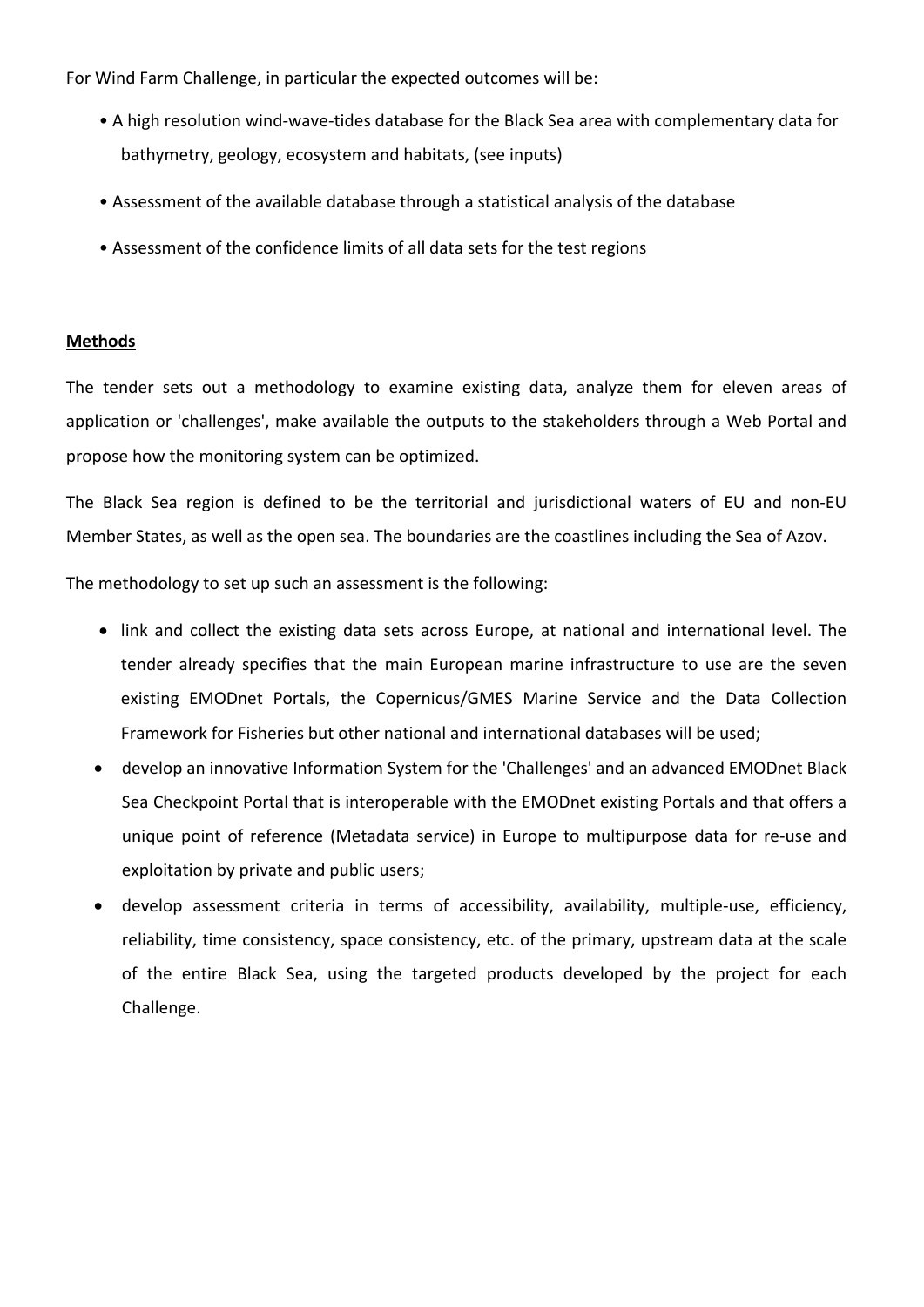For Wind Farm Challenge, in particular the expected outcomes will be:

- A high resolution wind-wave-tides database for the Black Sea area with complementary data for bathymetry, geology, ecosystem and habitats, (see inputs)
- Assessment of the available database through a statistical analysis of the database
- Assessment of the confidence limits of all data sets for the test regions

**Methods**

The tender sets out a methodology to examine existing data, analyze them for eleven areas of application or 'challenges', make available the outputs to the stakeholders through a Web Portal and propose how the monitoring system can be optimized.

The Black Sea region is defined to be the territorial and jurisdictional waters of EU and non-EU Member States, as well as the open sea. The boundaries are the coastlines including the Sea of Azov.

The methodology to set up such an assessment is the following:

- link and collect the existing data sets across Europe, at national and international level. The tender already specifies that the main European marine infrastructure to use are the seven existing EMODnet Portals, the Copernicus/GMES Marine Service and the Data Collection Framework for Fisheries but other national and international databases will be used;
- develop an innovative Information System for the 'Challenges' and an advanced EMODnet Black Sea Checkpoint Portal that is interoperable with the EMODnet existing Portals and that offers a unique point of reference (Metadata service) in Europe to multipurpose data for re-use and exploitation by private and public users;
- develop assessment criteria in terms of accessibility, availability, multiple-use, efficiency, reliability, time consistency, space consistency, etc. of the primary, upstream data at the scale of the entire Black Sea, using the targeted products developed by the project for each Challenge.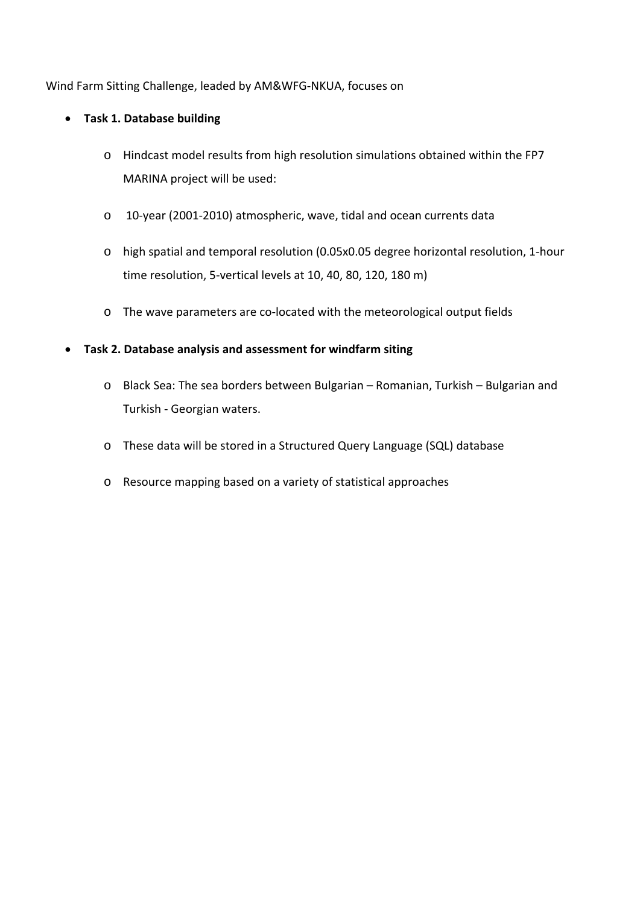Wind Farm Sitting Challenge, leaded by AM&WFG-NKUA, focuses on

- **Task 1. Database building**
    - Hindcast model results from high resolution simulations obtained within the FP7 MARINA project will be used:
    - 10-year (2001-2010) atmospheric, wave, tidal and ocean currents data
    - high spatial and temporal resolution (0.05x0.05 degree horizontal resolution, 1-hour time resolution, 5-vertical levels at 10, 40, 80, 120, 180 m)
    - The wave parameters are co-located with the meteorological output fields
- **Task 2. Database analysis and assessment for windfarm siting**
    - Black Sea: The sea borders between Bulgarian – Romanian, Turkish – Bulgarian and Turkish - Georgian waters.
    - These data will be stored in a Structured Query Language (SQL) database
    - Resource mapping based on a variety of statistical approaches